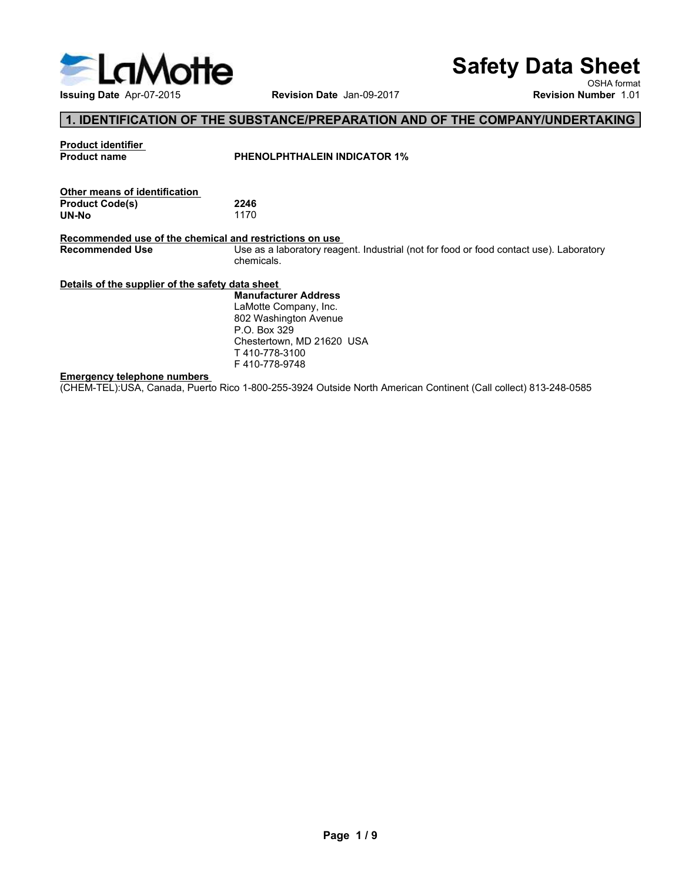# Safety Data Sheet

OSHA format

**Issuing Date** Apr-07-2015 **Revision Date** Jan-09-2017 **Revision Number** 1.01

## 1. IDENTIFICATION OF THE SUBSTANCE/PREPARATION AND OF THE COMPANY/UNDERTAKING

**Product identifier**

**Product name** **PHENOLPHTHALEIN INDICATOR 1%**

**Other means of identification**

**Product Code(s)** **2246**

**UN-No** 1170

**Recommended use of the chemical and restrictions on use**

**Recommended Use** Use as a laboratory reagent. Industrial (not for food or food contact use). Laboratory chemicals.

**Details of the supplier of the safety data sheet**

**Manufacturer Address**
LaMotte Company, Inc.
802 Washington Avenue
P.O. Box 329
Chestertown, MD 21620 USA
T 410-778-3100
F 410-778-9748

**Emergency telephone numbers**

(CHEM-TEL):USA, Canada, Puerto Rico 1-800-255-3924 Outside North American Continent (Call collect) 813-248-0585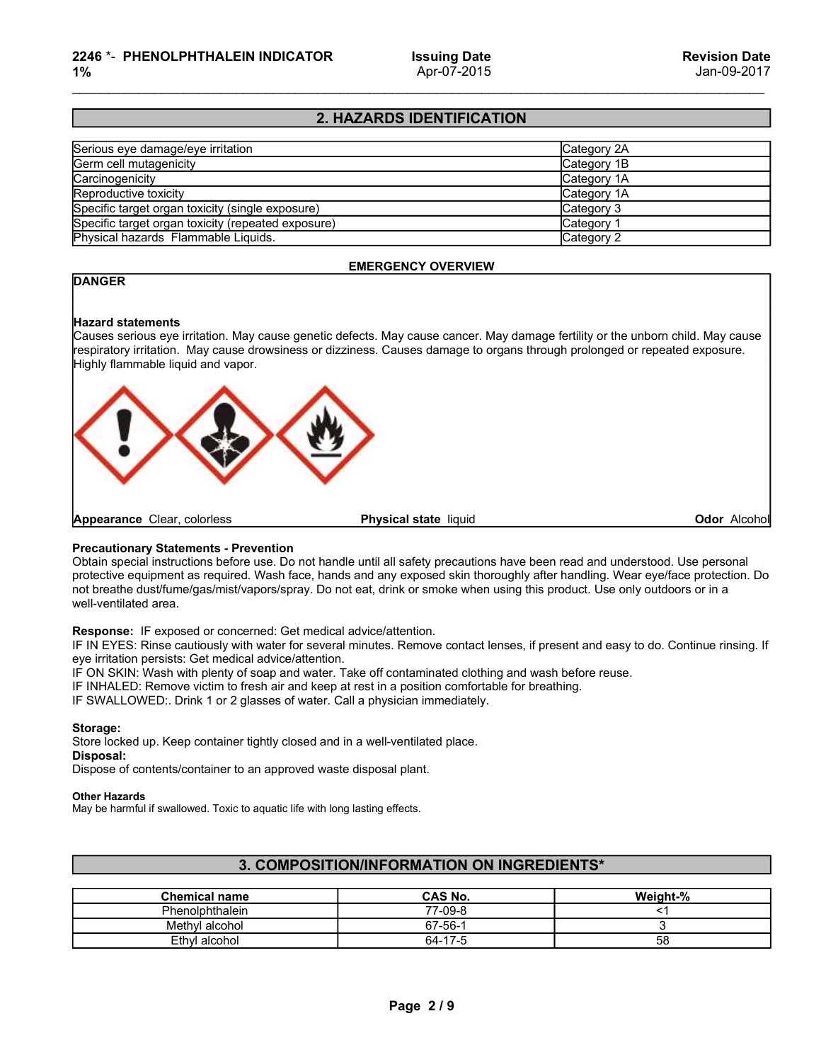## 2. HAZARDS IDENTIFICATION

| | |
|---|---|
| Serious eye damage/eye irritation | Category 2A |
| Germ cell mutagenicity | Category 1B |
| Carcinogenicity | Category 1A |
| Reproductive toxicity | Category 1A |
| Specific target organ toxicity (single exposure) | Category 3 |
| Specific target organ toxicity (repeated exposure) | Category 1 |
| Physical hazards Flammable Liquids. | Category 2 |

### EMERGENCY OVERVIEW

**DANGER**

**Hazard statements**

Causes serious eye irritation. May cause genetic defects. May cause cancer. May damage fertility or the unborn child. May cause respiratory irritation. May cause drowsiness or dizziness. Causes damage to organs through prolonged or repeated exposure. Highly flammable liquid and vapor.

**Appearance** Clear, colorless **Physical state** liquid **Odor** Alcohol

**Precautionary Statements - Prevention**

Obtain special instructions before use. Do not handle until all safety precautions have been read and understood. Use personal protective equipment as required. Wash face, hands and any exposed skin thoroughly after handling. Wear eye/face protection. Do not breathe dust/fume/gas/mist/vapors/spray. Do not eat, drink or smoke when using this product. Use only outdoors or in a well-ventilated area.

**Response:** IF exposed or concerned: Get medical advice/attention.
IF IN EYES: Rinse cautiously with water for several minutes. Remove contact lenses, if present and easy to do. Continue rinsing. If eye irritation persists: Get medical advice/attention.
IF ON SKIN: Wash with plenty of soap and water. Take off contaminated clothing and wash before reuse.
IF INHALED: Remove victim to fresh air and keep at rest in a position comfortable for breathing.
IF SWALLOWED:. Drink 1 or 2 glasses of water. Call a physician immediately.

**Storage:**
Store locked up. Keep container tightly closed and in a well-ventilated place.
**Disposal:**
Dispose of contents/container to an approved waste disposal plant.

**Other Hazards**
May be harmful if swallowed. Toxic to aquatic life with long lasting effects.

## 3. COMPOSITION/INFORMATION ON INGREDIENTS*

| Chemical name | CAS No. | Weight-% |
|---|---|---|
| Phenolphthalein | 77-09-8 | <1 |
| Methyl alcohol | 67-56-1 | 3 |
| Ethyl alcohol | 64-17-5 | 58 |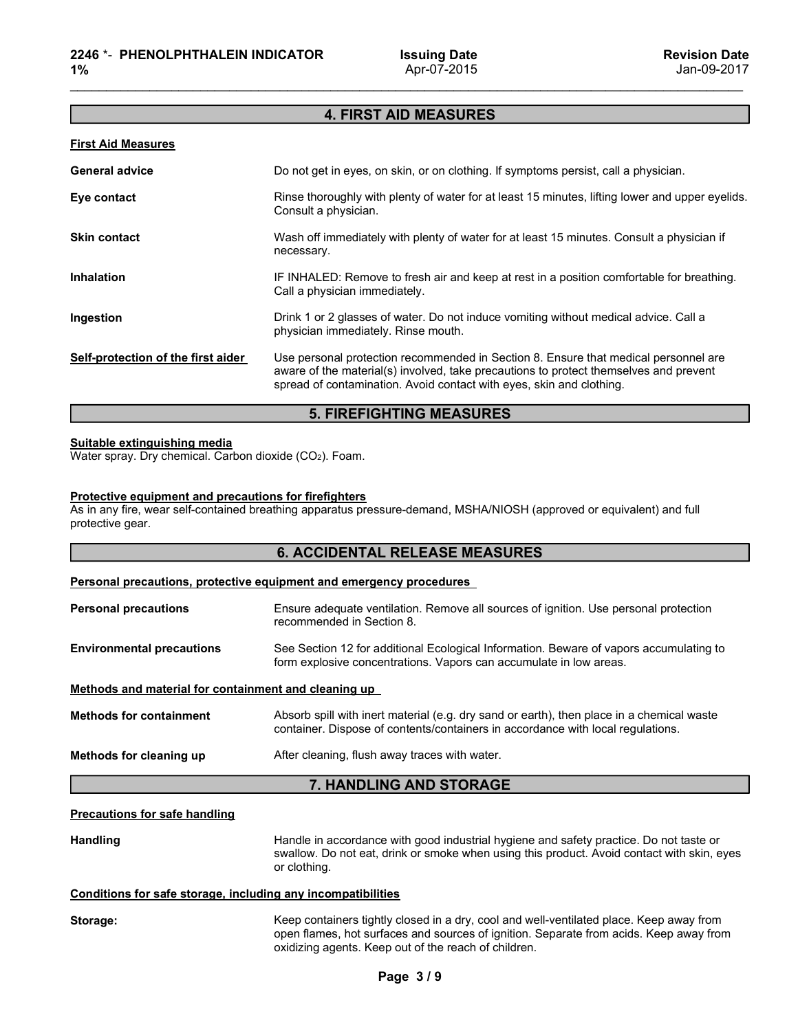## 4. FIRST AID MEASURES

### First Aid Measures

**General advice**
Do not get in eyes, on skin, or on clothing. If symptoms persist, call a physician.

**Eye contact**
Rinse thoroughly with plenty of water for at least 15 minutes, lifting lower and upper eyelids. Consult a physician.

**Skin contact**
Wash off immediately with plenty of water for at least 15 minutes. Consult a physician if necessary.

**Inhalation**
IF INHALED: Remove to fresh air and keep at rest in a position comfortable for breathing. Call a physician immediately.

**Ingestion**
Drink 1 or 2 glasses of water. Do not induce vomiting without medical advice. Call a physician immediately. Rinse mouth.

**Self-protection of the first aider**
Use personal protection recommended in Section 8. Ensure that medical personnel are aware of the material(s) involved, take precautions to protect themselves and prevent spread of contamination. Avoid contact with eyes, skin and clothing.

## 5. FIREFIGHTING MEASURES

### Suitable extinguishing media

Water spray. Dry chemical. Carbon dioxide ($CO_2$). Foam.

### Protective equipment and precautions for firefighters

As in any fire, wear self-contained breathing apparatus pressure-demand, MSHA/NIOSH (approved or equivalent) and full protective gear.

## 6. ACCIDENTAL RELEASE MEASURES

### Personal precautions, protective equipment and emergency procedures

**Personal precautions**
Ensure adequate ventilation. Remove all sources of ignition. Use personal protection recommended in Section 8.

**Environmental precautions**
See Section 12 for additional Ecological Information. Beware of vapors accumulating to form explosive concentrations. Vapors can accumulate in low areas.

### Methods and material for containment and cleaning up

**Methods for containment**
Absorb spill with inert material (e.g. dry sand or earth), then place in a chemical waste container. Dispose of contents/containers in accordance with local regulations.

**Methods for cleaning up**
After cleaning, flush away traces with water.

## 7. HANDLING AND STORAGE

### Precautions for safe handling

**Handling**
Handle in accordance with good industrial hygiene and safety practice. Do not taste or swallow. Do not eat, drink or smoke when using this product. Avoid contact with skin, eyes or clothing.

### Conditions for safe storage, including any incompatibilities

**Storage:**
Keep containers tightly closed in a dry, cool and well-ventilated place. Keep away from open flames, hot surfaces and sources of ignition. Separate from acids. Keep away from oxidizing agents. Keep out of the reach of children.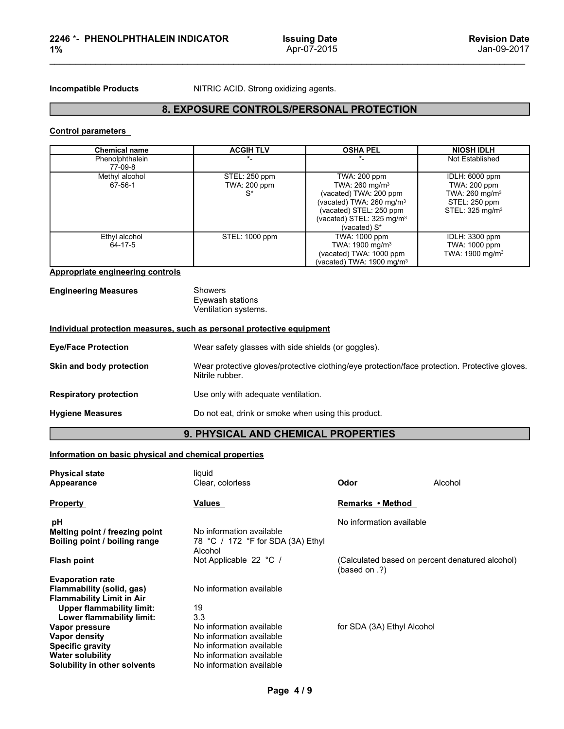**Incompatible Products** NITRIC ACID. Strong oxidizing agents.

## 8. EXPOSURE CONTROLS/PERSONAL PROTECTION

### Control parameters

| Chemical name | ACGIH TLV | OSHA PEL | NIOSH IDLH |
|---|---|---|---|
| Phenolphthalein 77-09-8 | *- | *- | Not Established |
| Methyl alcohol 67-56-1 | STEL: 250 ppm<br>TWA: 200 ppm<br>S* | TWA: 200 ppm<br>TWA: 260 mg/m³<br>(vacated) TWA: 200 ppm<br>(vacated) TWA: 260 mg/m³<br>(vacated) STEL: 250 ppm<br>(vacated) STEL: 325 mg/m³<br>(vacated) S* | IDLH: 6000 ppm<br>TWA: 200 ppm<br>TWA: 260 mg/m³<br>STEL: 250 ppm<br>STEL: 325 mg/m³ |
| Ethyl alcohol 64-17-5 | STEL: 1000 ppm | TWA: 1000 ppm<br>TWA: 1900 mg/m³<br>(vacated) TWA: 1000 ppm<br>(vacated) TWA: 1900 mg/m³ | IDLH: 3300 ppm<br>TWA: 1000 ppm<br>TWA: 1900 mg/m³ |

### Appropriate engineering controls

**Engineering Measures**
Showers
Eyewash stations
Ventilation systems.

### Individual protection measures, such as personal protective equipment

**Eye/Face Protection** Wear safety glasses with side shields (or goggles).

**Skin and body protection** Wear protective gloves/protective clothing/eye protection/face protection. Protective gloves. Nitrile rubber.

**Respiratory protection** Use only with adequate ventilation.

**Hygiene Measures** Do not eat, drink or smoke when using this product.

## 9. PHYSICAL AND CHEMICAL PROPERTIES

### Information on basic physical and chemical properties

**Physical state** liquid
**Appearance** Clear, colorless **Odor** Alcohol

| Property | Values | Remarks • Method |
|---|---|---|
| pH | | No information available |
| Melting point / freezing point | No information available | |
| Boiling point / boiling range | 78 °C / 172 °F for SDA (3A) Ethyl Alcohol | |
| Flash point | Not Applicable 22 °C / | (Calculated based on percent denatured alcohol) (based on .?) |
| Evaporation rate | | |
| Flammability (solid, gas) | No information available | |
| Flammability Limit in Air | | |
| Upper flammability limit: | 19 | |
| Lower flammability limit: | 3.3 | |
| Vapor pressure | No information available | for SDA (3A) Ethyl Alcohol |
| Vapor density | No information available | |
| Specific gravity | No information available | |
| Water solubility | No information available | |
| Solubility in other solvents | No information available | |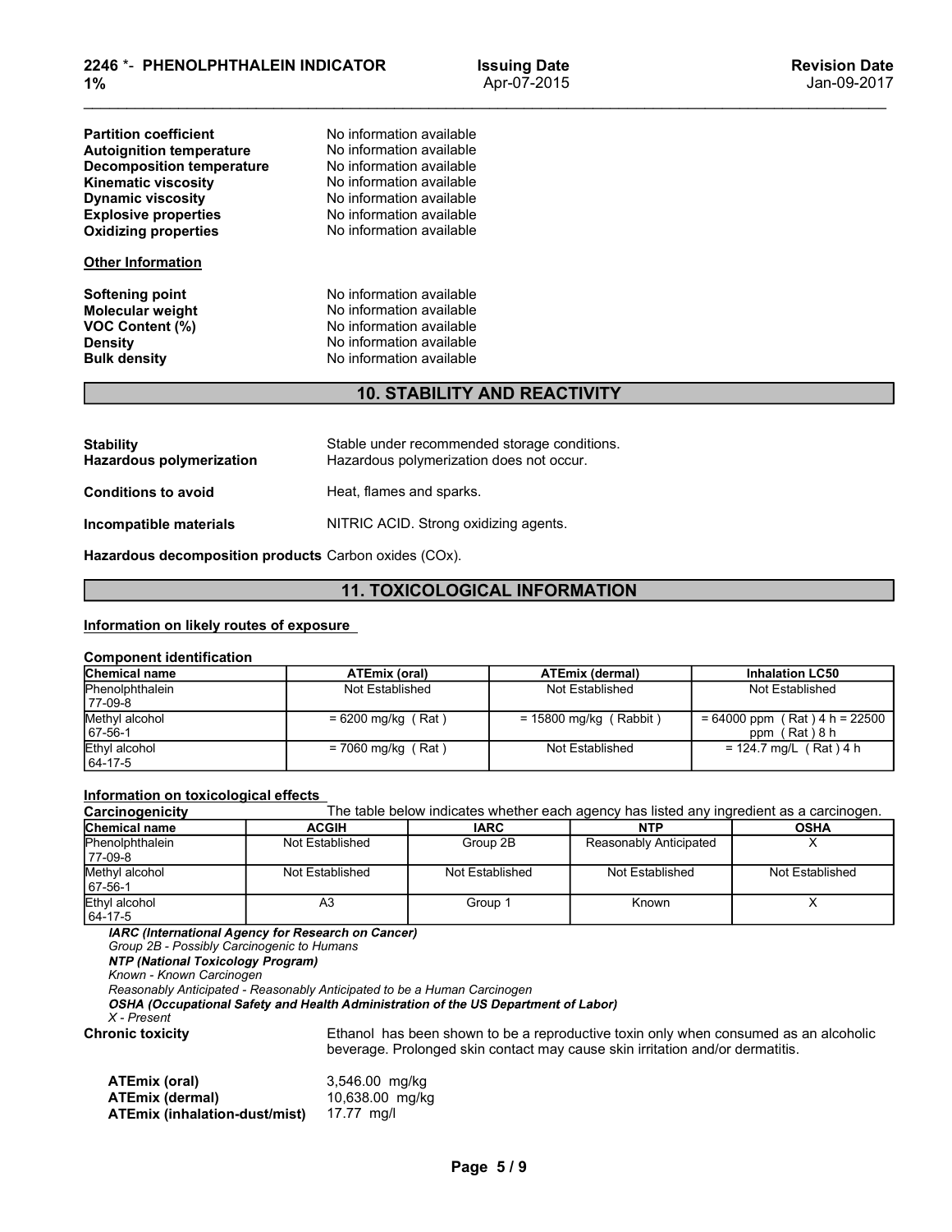**Partition coefficient** No information available
**Autoignition temperature** No information available
**Decomposition temperature** No information available
**Kinematic viscosity** No information available
**Dynamic viscosity** No information available
**Explosive properties** No information available
**Oxidizing properties** No information available

**Other Information**

**Softening point** No information available
**Molecular weight** No information available
**VOC Content (%)** No information available
**Density** No information available
**Bulk density** No information available

## 10. STABILITY AND REACTIVITY

**Stability** Stable under recommended storage conditions.
**Hazardous polymerization** Hazardous polymerization does not occur.

**Conditions to avoid** Heat, flames and sparks.

**Incompatible materials** NITRIC ACID. Strong oxidizing agents.

**Hazardous decomposition products** Carbon oxides (COx).

## 11. TOXICOLOGICAL INFORMATION

**Information on likely routes of exposure**

**Component identification**

| Chemical name | ATEmix (oral) | ATEmix (dermal) | Inhalation LC50 |
|---|---|---|---|
| Phenolphthalein 77-09-8 | Not Established | Not Established | Not Established |
| Methyl alcohol 67-56-1 | = 6200 mg/kg ( Rat ) | = 15800 mg/kg ( Rabbit ) | = 64000 ppm ( Rat ) 4 h = 22500 ppm ( Rat ) 8 h |
| Ethyl alcohol 64-17-5 | = 7060 mg/kg ( Rat ) | Not Established | = 124.7 mg/L ( Rat ) 4 h |

**Information on toxicological effects**

**Carcinogenicity** The table below indicates whether each agency has listed any ingredient as a carcinogen.

| Chemical name | ACGIH | IARC | NTP | OSHA |
|---|---|---|---|---|
| Phenolphthalein 77-09-8 | Not Established | Group 2B | Reasonably Anticipated | X |
| Methyl alcohol 67-56-1 | Not Established | Not Established | Not Established | Not Established |
| Ethyl alcohol 64-17-5 | A3 | Group 1 | Known | X |

***IARC (International Agency for Research on Cancer)***
*Group 2B - Possibly Carcinogenic to Humans*
***NTP (National Toxicology Program)***
*Known - Known Carcinogen*
*Reasonably Anticipated - Reasonably Anticipated to be a Human Carcinogen*
***OSHA (Occupational Safety and Health Administration of the US Department of Labor)***
*X - Present*

**Chronic toxicity** Ethanol has been shown to be a reproductive toxin only when consumed as an alcoholic beverage. Prolonged skin contact may cause skin irritation and/or dermatitis.

**ATEmix (oral)** 3,546.00 mg/kg
**ATEmix (dermal)** 10,638.00 mg/kg
**ATEmix (inhalation-dust/mist)** 17.77 mg/l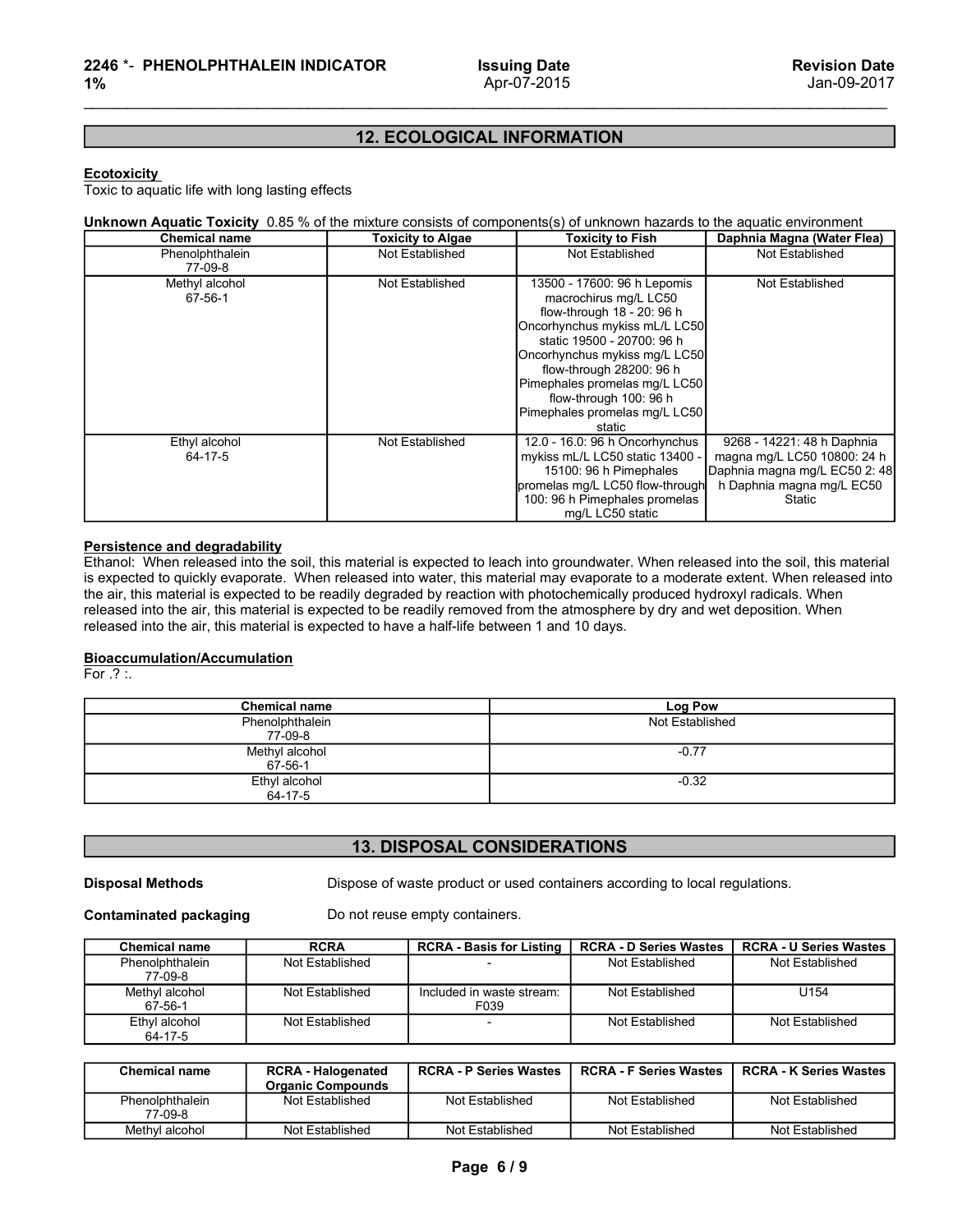## 12. ECOLOGICAL INFORMATION

**Ecotoxicity**

Toxic to aquatic life with long lasting effects

**Unknown Aquatic Toxicity** 0.85 % of the mixture consists of components(s) of unknown hazards to the aquatic environment

| Chemical name | Toxicity to Algae | Toxicity to Fish | Daphnia Magna (Water Flea) |
|---|---|---|---|
| Phenolphthalein 77-09-8 | Not Established | Not Established | Not Established |
| Methyl alcohol 67-56-1 | Not Established | 13500 - 17600: 96 h Lepomis macrochirus mg/L LC50 flow-through 18 - 20: 96 h Oncorhynchus mykiss mL/L LC50 static 19500 - 20700: 96 h Oncorhynchus mykiss mg/L LC50 flow-through 28200: 96 h Pimephales promelas mg/L LC50 flow-through 100: 96 h Pimephales promelas mg/L LC50 static | Not Established |
| Ethyl alcohol 64-17-5 | Not Established | 12.0 - 16.0: 96 h Oncorhynchus mykiss mL/L LC50 static 13400 - 15100: 96 h Pimephales promelas mg/L LC50 flow-through 100: 96 h Pimephales promelas mg/L LC50 static | 9268 - 14221: 48 h Daphnia magna mg/L LC50 10800: 24 h Daphnia magna mg/L EC50 2: 48 h Daphnia magna mg/L EC50 Static |

**Persistence and degradability**

Ethanol: When released into the soil, this material is expected to leach into groundwater. When released into the soil, this material is expected to quickly evaporate. When released into water, this material may evaporate to a moderate extent. When released into the air, this material is expected to be readily degraded by reaction with photochemically produced hydroxyl radicals. When released into the air, this material is expected to be readily removed from the atmosphere by dry and wet deposition. When released into the air, this material is expected to have a half-life between 1 and 10 days.

**Bioaccumulation/Accumulation**

For .? :.

| Chemical name | Log Pow |
|---|---|
| Phenolphthalein 77-09-8 | Not Established |
| Methyl alcohol 67-56-1 | -0.77 |
| Ethyl alcohol 64-17-5 | -0.32 |

## 13. DISPOSAL CONSIDERATIONS

**Disposal Methods** Dispose of waste product or used containers according to local regulations.

**Contaminated packaging** Do not reuse empty containers.

| Chemical name | RCRA | RCRA - Basis for Listing | RCRA - D Series Wastes | RCRA - U Series Wastes |
|---|---|---|---|---|
| Phenolphthalein 77-09-8 | Not Established | - | Not Established | Not Established |
| Methyl alcohol 67-56-1 | Not Established | Included in waste stream: F039 | Not Established | U154 |
| Ethyl alcohol 64-17-5 | Not Established | - | Not Established | Not Established |

| Chemical name | RCRA - Halogenated Organic Compounds | RCRA - P Series Wastes | RCRA - F Series Wastes | RCRA - K Series Wastes |
|---|---|---|---|---|
| Phenolphthalein 77-09-8 | Not Established | Not Established | Not Established | Not Established |
| Methyl alcohol | Not Established | Not Established | Not Established | Not Established |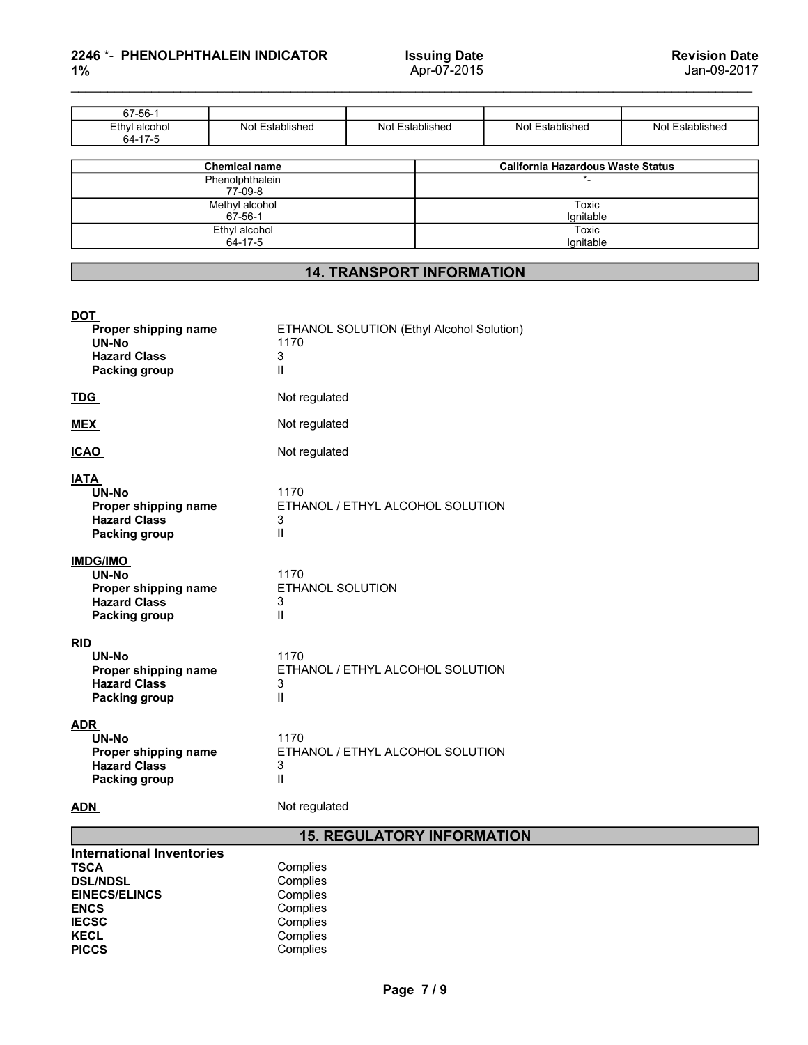| | | | | |
|---|---|---|---|---|
| 67-56-1 | | | | |
| Ethyl alcohol<br>64-17-5 | Not Established | Not Established | Not Established | Not Established |

| Chemical name | California Hazardous Waste Status |
|---|---|
| Phenolphthalein<br>77-09-8 | *- |
| Methyl alcohol<br>67-56-1 | Toxic<br>Ignitable |
| Ethyl alcohol<br>64-17-5 | Toxic<br>Ignitable |

## 14. TRANSPORT INFORMATION

**DOT**

| | |
|---|---|
| **Proper shipping name** | ETHANOL SOLUTION (Ethyl Alcohol Solution) |
| **UN-No** | 1170 |
| **Hazard Class** | 3 |
| **Packing group** | II |

**TDG** Not regulated

**MEX** Not regulated

**ICAO** Not regulated

**IATA**

| | |
|---|---|
| **UN-No** | 1170 |
| **Proper shipping name** | ETHANOL / ETHYL ALCOHOL SOLUTION |
| **Hazard Class** | 3 |
| **Packing group** | II |

**IMDG/IMO**

| | |
|---|---|
| **UN-No** | 1170 |
| **Proper shipping name** | ETHANOL SOLUTION |
| **Hazard Class** | 3 |
| **Packing group** | II |

**RID**

| | |
|---|---|
| **UN-No** | 1170 |
| **Proper shipping name** | ETHANOL / ETHYL ALCOHOL SOLUTION |
| **Hazard Class** | 3 |
| **Packing group** | II |

**ADR**

| | |
|---|---|
| **UN-No** | 1170 |
| **Proper shipping name** | ETHANOL / ETHYL ALCOHOL SOLUTION |
| **Hazard Class** | 3 |
| **Packing group** | II |

**ADN** Not regulated

## 15. REGULATORY INFORMATION

**International Inventories**

| | |
|---|---|
| **TSCA** | Complies |
| **DSL/NDSL** | Complies |
| **EINECS/ELINCS** | Complies |
| **ENCS** | Complies |
| **IECSC** | Complies |
| **KECL** | Complies |
| **PICCS** | Complies |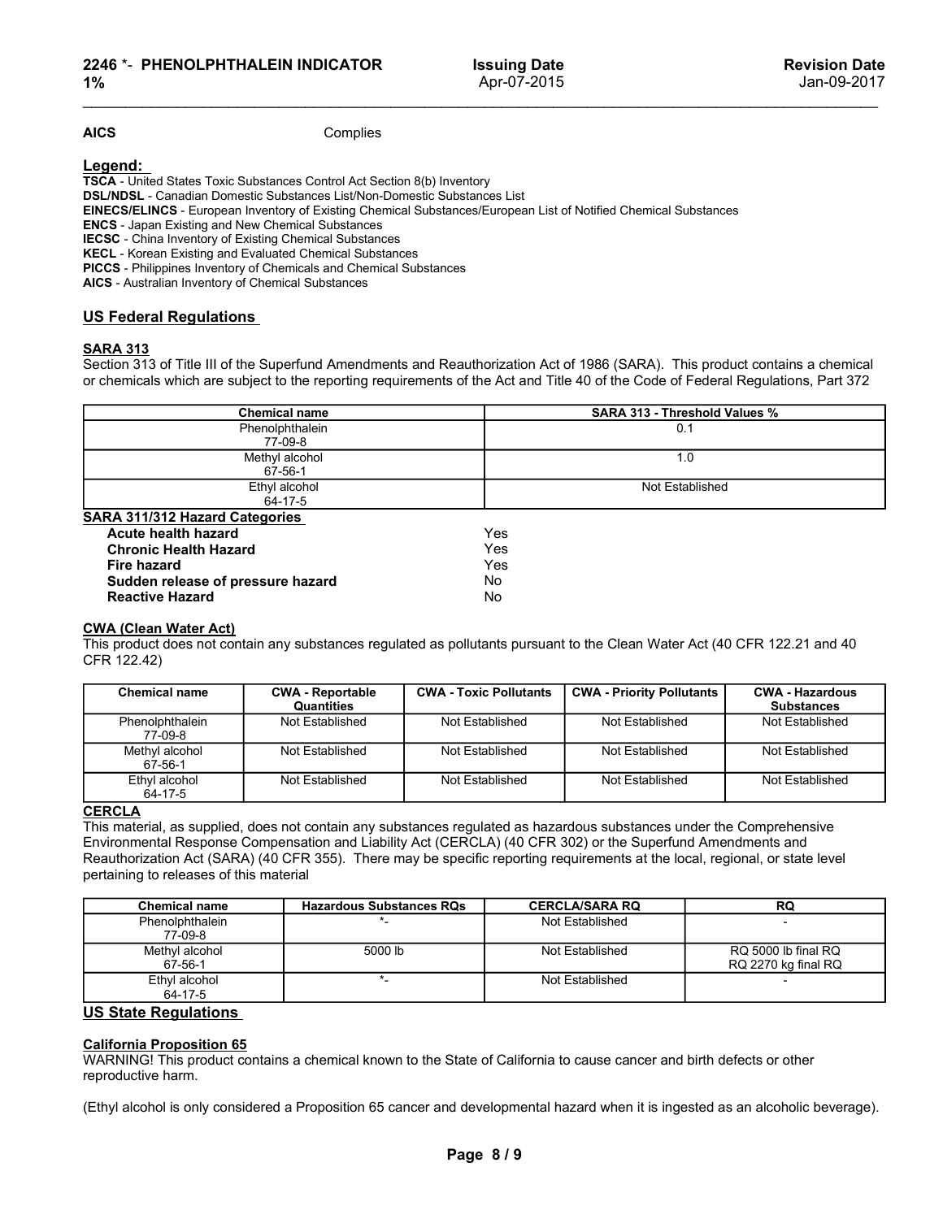| AICS | Complies |
|---|---|

**Legend:**
**TSCA** - United States Toxic Substances Control Act Section 8(b) Inventory
**DSL/NDSL** - Canadian Domestic Substances List/Non-Domestic Substances List
**EINECS/ELINCS** - European Inventory of Existing Chemical Substances/European List of Notified Chemical Substances
**ENCS** - Japan Existing and New Chemical Substances
**IECSC** - China Inventory of Existing Chemical Substances
**KECL** - Korean Existing and Evaluated Chemical Substances
**PICCS** - Philippines Inventory of Chemicals and Chemical Substances
**AICS** - Australian Inventory of Chemical Substances

## US Federal Regulations

### SARA 313

Section 313 of Title III of the Superfund Amendments and Reauthorization Act of 1986 (SARA). This product contains a chemical or chemicals which are subject to the reporting requirements of the Act and Title 40 of the Code of Federal Regulations, Part 372

| Chemical name | SARA 313 - Threshold Values % |
|---|---|
| Phenolphthalein 77-09-8 | 0.1 |
| Methyl alcohol 67-56-1 | 1.0 |
| Ethyl alcohol 64-17-5 | Not Established |

### SARA 311/312 Hazard Categories

| | |
|---|---|
| **Acute health hazard** | Yes |
| **Chronic Health Hazard** | Yes |
| **Fire hazard** | Yes |
| **Sudden release of pressure hazard** | No |
| **Reactive Hazard** | No |

### CWA (Clean Water Act)

This product does not contain any substances regulated as pollutants pursuant to the Clean Water Act (40 CFR 122.21 and 40 CFR 122.42)

| Chemical name | CWA - Reportable Quantities | CWA - Toxic Pollutants | CWA - Priority Pollutants | CWA - Hazardous Substances |
|---|---|---|---|---|
| Phenolphthalein 77-09-8 | Not Established | Not Established | Not Established | Not Established |
| Methyl alcohol 67-56-1 | Not Established | Not Established | Not Established | Not Established |
| Ethyl alcohol 64-17-5 | Not Established | Not Established | Not Established | Not Established |

### CERCLA

This material, as supplied, does not contain any substances regulated as hazardous substances under the Comprehensive Environmental Response Compensation and Liability Act (CERCLA) (40 CFR 302) or the Superfund Amendments and Reauthorization Act (SARA) (40 CFR 355). There may be specific reporting requirements at the local, regional, or state level pertaining to releases of this material

| Chemical name | Hazardous Substances RQs | CERCLA/SARA RQ | RQ |
|---|---|---|---|
| Phenolphthalein 77-09-8 | *- | Not Established | - |
| Methyl alcohol 67-56-1 | 5000 lb | Not Established | RQ 5000 lb final RQ RQ 2270 kg final RQ |
| Ethyl alcohol 64-17-5 | *- | Not Established | - |

## US State Regulations

### California Proposition 65

WARNING! This product contains a chemical known to the State of California to cause cancer and birth defects or other reproductive harm.

(Ethyl alcohol is only considered a Proposition 65 cancer and developmental hazard when it is ingested as an alcoholic beverage).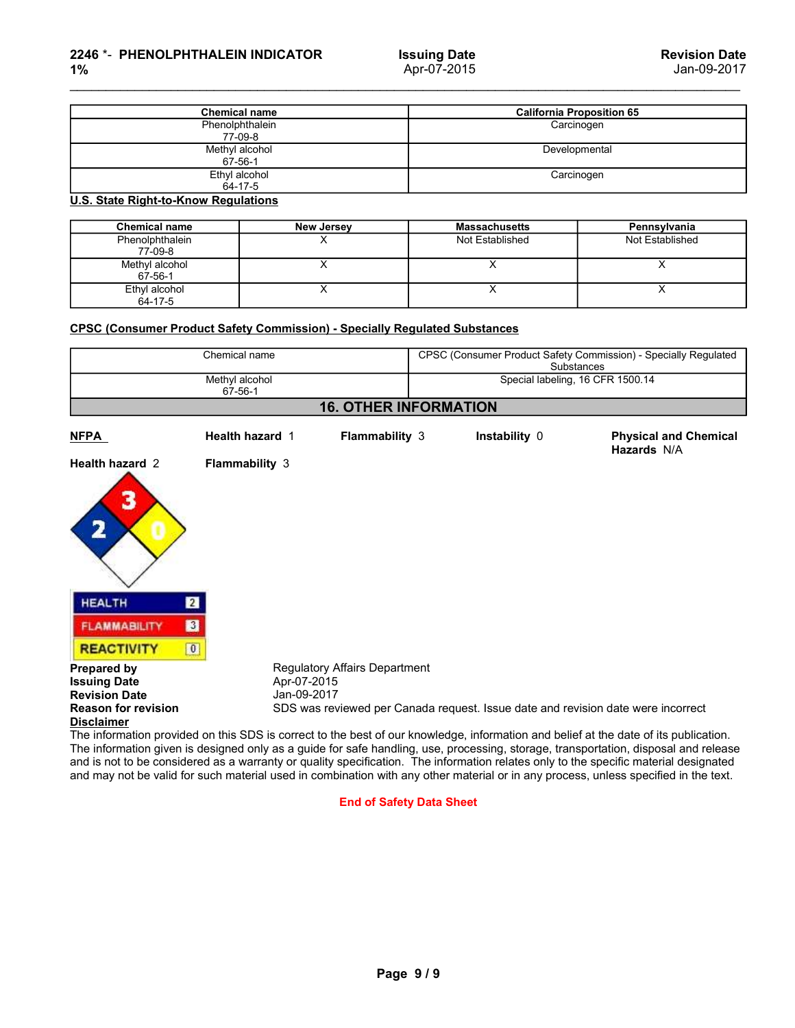| Chemical name | California Proposition 65 |
| --- | --- |
| Phenolphthalein 77-09-8 | Carcinogen |
| Methyl alcohol 67-56-1 | Developmental |
| Ethyl alcohol 64-17-5 | Carcinogen |

**U.S. State Right-to-Know Regulations**

| Chemical name | New Jersey | Massachusetts | Pennsylvania |
| --- | --- | --- | --- |
| Phenolphthalein 77-09-8 | X | Not Established | Not Established |
| Methyl alcohol 67-56-1 | X | X | X |
| Ethyl alcohol 64-17-5 | X | X | X |

**CPSC (Consumer Product Safety Commission) - Specially Regulated Substances**

| Chemical name | CPSC (Consumer Product Safety Commission) - Specially Regulated Substances |
| --- | --- |
| Methyl alcohol 67-56-1 | Special labeling, 16 CFR 1500.14 |

## 16. OTHER INFORMATION

**NFPA** **Health hazard** 1 **Flammability** 3 **Instability** 0 **Physical and Chemical Hazards** N/A

**Health hazard** 2 **Flammability** 3

3
2
0

HEALTH 2
FLAMMABILITY 3
REACTIVITY 0

**Prepared by** Regulatory Affairs Department
**Issuing Date** Apr-07-2015
**Revision Date** Jan-09-2017
**Reason for revision** SDS was reviewed per Canada request. Issue date and revision date were incorrect

**Disclaimer**

The information provided on this SDS is correct to the best of our knowledge, information and belief at the date of its publication. The information given is designed only as a guide for safe handling, use, processing, storage, transportation, disposal and release and is not to be considered as a warranty or quality specification. The information relates only to the specific material designated and may not be valid for such material used in combination with any other material or in any process, unless specified in the text.

**End of Safety Data Sheet**